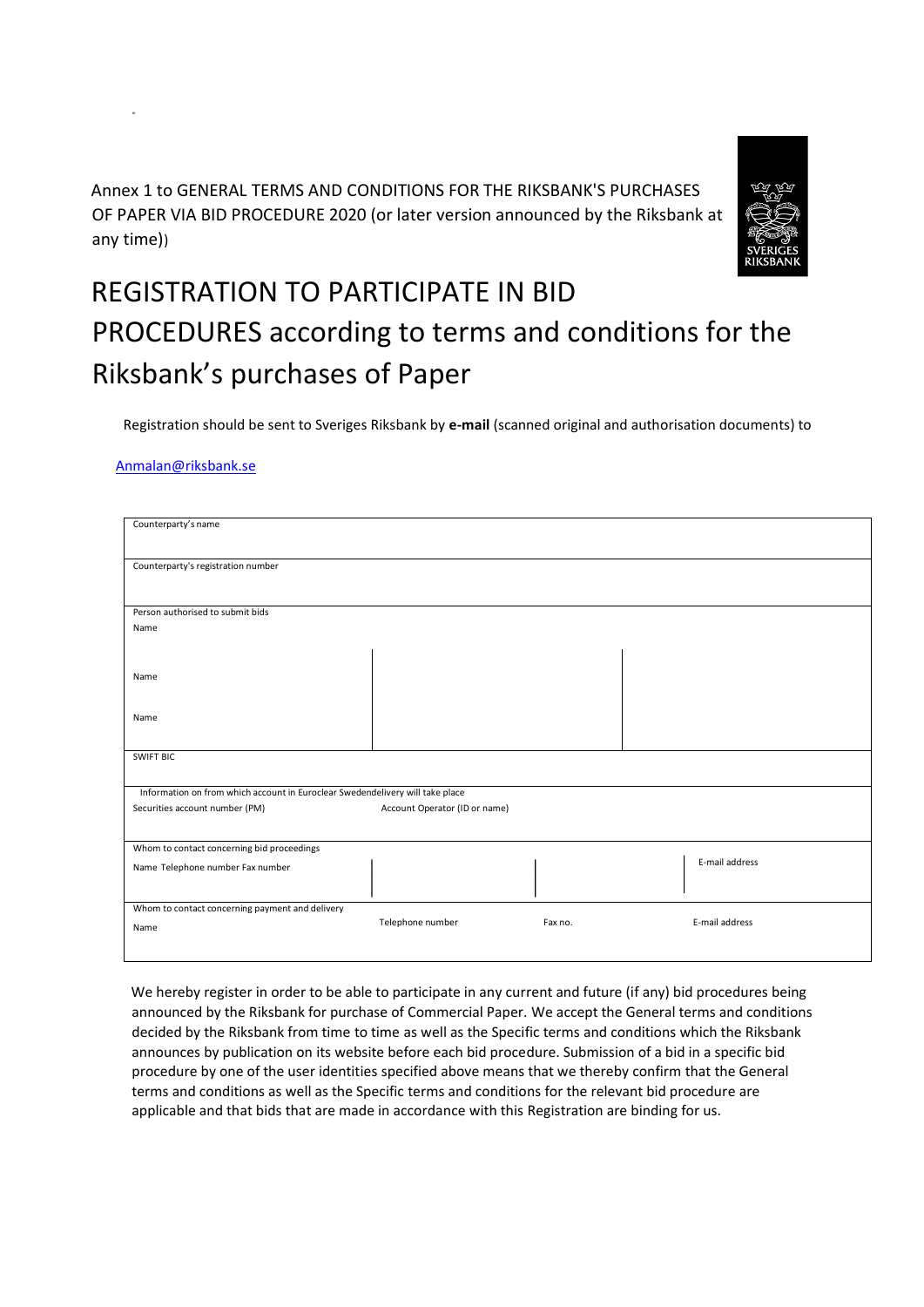Annex 1 to GENERAL TERMS AND CONDITIONS FOR THE RIKSBANK'S PURCHASES OF PAPER VIA BID PROCEDURE 2020 (or later version announced by the Riksbank at any time))

# REGISTRATION TO PARTICIPATE IN BID PROCEDURES according to terms and conditions for the Riksbank's purchases of Paper

Registration should be sent to Sveriges Riksbank by **e-mail** (scanned original and authorisation documents) to

Anmalan@riksbank.se

| Counterparty's name | | | |
|---|---|---|---|
| Counterparty's registration number | | | |
| Person authorised to submit bids<br>Name | | | |
| Name | | | |
| Name | | | |
| SWIFT BIC | | | |
| Information on from which account in Euroclear Swedendelivery will take place<br>Securities account number (PM) | Account Operator (ID or name) | | |
| Whom to contact concerning bid proceedings<br>Name Telephone number Fax number | | | E-mail address |
| Whom to contact concerning payment and delivery<br>Name | Telephone number | Fax no. | E-mail address |

We hereby register in order to be able to participate in any current and future (if any) bid procedures being announced by the Riksbank for purchase of Commercial Paper. We accept the General terms and conditions decided by the Riksbank from time to time as well as the Specific terms and conditions which the Riksbank announces by publication on its website before each bid procedure. Submission of a bid in a specific bid procedure by one of the user identities specified above means that we thereby confirm that the General terms and conditions as well as the Specific terms and conditions for the relevant bid procedure are applicable and that bids that are made in accordance with this Registration are binding for us.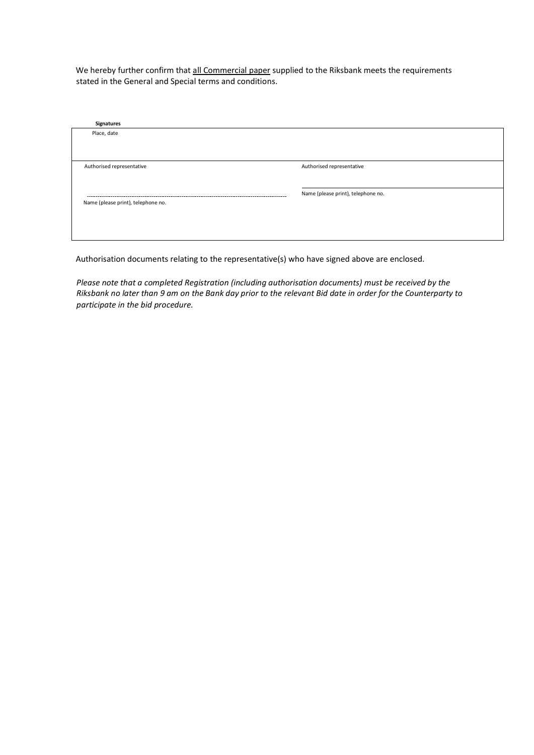We hereby further confirm that <u>all Commercial paper</u> supplied to the Riksbank meets the requirements stated in the General and Special terms and conditions.

**Signatures**

| | |
|---|---|
| Place, date | |
| Authorised representative | Authorised representative |
| Name (please print), telephone no. | Name (please print), telephone no. |

Authorisation documents relating to the representative(s) who have signed above are enclosed.

*Please note that a completed Registration (including authorisation documents) must be received by the Riksbank no later than 9 am on the Bank day prior to the relevant Bid date in order for the Counterparty to participate in the bid procedure.*